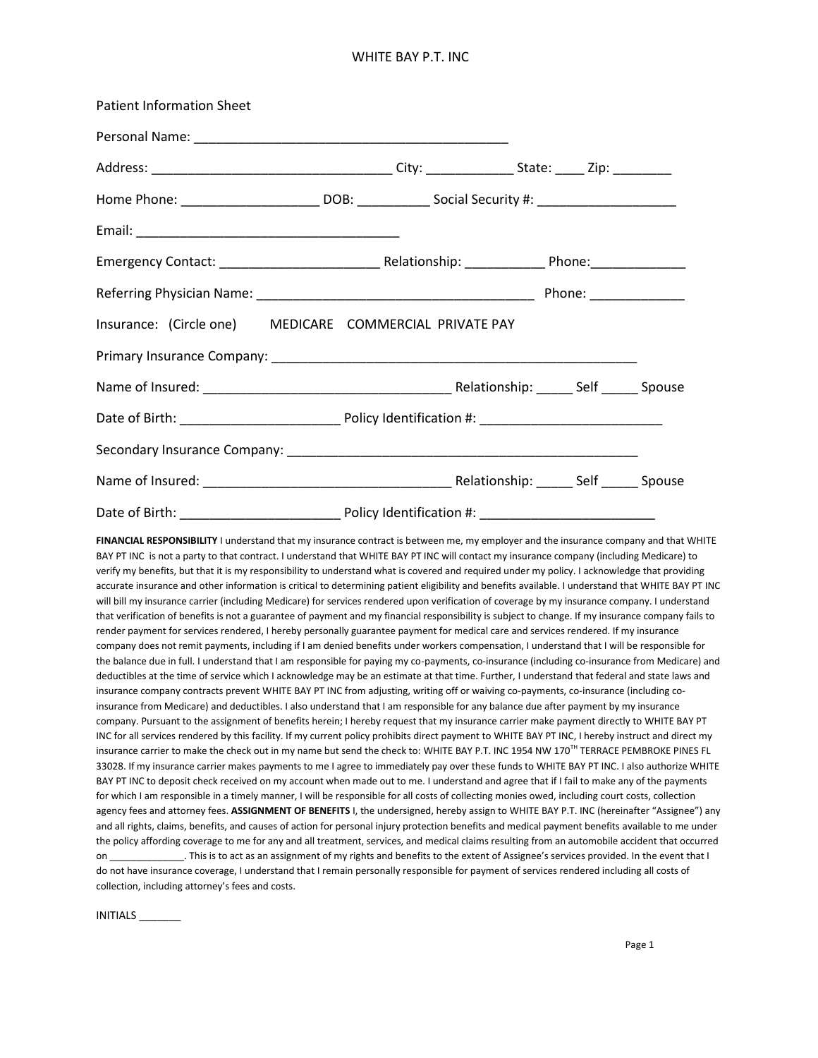# WHITE BAY P.T. INC

## Patient Information Sheet

Personal Name: ___________________________________________

Address: ________________________________ City: ___________ State: ____ Zip: ________

Home Phone: __________________ DOB: __________ Social Security #: __________________

Email: ___________________________________

Emergency Contact: _____________________ Relationship: ___________ Phone:_____________

Referring Physician Name: _____________________________________ Phone: _____________

Insurance: (Circle one) MEDICARE COMMERCIAL PRIVATE PAY

Primary Insurance Company: _________________________________________________

Name of Insured: _________________________________ Relationship: _____ Self _____ Spouse

Date of Birth: _____________________ Policy Identification #: ________________________

Secondary Insurance Company: _______________________________________________

Name of Insured: _________________________________ Relationship: _____ Self _____ Spouse

Date of Birth: _____________________ Policy Identification #: _______________________

**FINANCIAL RESPONSIBILITY** I understand that my insurance contract is between me, my employer and the insurance company and that WHITE BAY PT INC is not a party to that contract. I understand that WHITE BAY PT INC will contact my insurance company (including Medicare) to verify my benefits, but that it is my responsibility to understand what is covered and required under my policy. I acknowledge that providing accurate insurance and other information is critical to determining patient eligibility and benefits available. I understand that WHITE BAY PT INC will bill my insurance carrier (including Medicare) for services rendered upon verification of coverage by my insurance company. I understand that verification of benefits is not a guarantee of payment and my financial responsibility is subject to change. If my insurance company fails to render payment for services rendered, I hereby personally guarantee payment for medical care and services rendered. If my insurance company does not remit payments, including if I am denied benefits under workers compensation, I understand that I will be responsible for the balance due in full. I understand that I am responsible for paying my co-payments, co-insurance (including co-insurance from Medicare) and deductibles at the time of service which I acknowledge may be an estimate at that time. Further, I understand that federal and state laws and insurance company contracts prevent WHITE BAY PT INC from adjusting, writing off or waiving co-payments, co-insurance (including co-insurance from Medicare) and deductibles. I also understand that I am responsible for any balance due after payment by my insurance company. Pursuant to the assignment of benefits herein; I hereby request that my insurance carrier make payment directly to WHITE BAY PT INC for all services rendered by this facility. If my current policy prohibits direct payment to WHITE BAY PT INC, I hereby instruct and direct my insurance carrier to make the check out in my name but send the check to: WHITE BAY P.T. INC 1954 NW 170TH TERRACE PEMBROKE PINES FL 33028. If my insurance carrier makes payments to me I agree to immediately pay over these funds to WHITE BAY PT INC. I also authorize WHITE BAY PT INC to deposit check received on my account when made out to me. I understand and agree that if I fail to make any of the payments for which I am responsible in a timely manner, I will be responsible for all costs of collecting monies owed, including court costs, collection agency fees and attorney fees. **ASSIGNMENT OF BENEFITS** I, the undersigned, hereby assign to WHITE BAY P.T. INC (hereinafter "Assignee") any and all rights, claims, benefits, and causes of action for personal injury protection benefits and medical payment benefits available to me under the policy affording coverage to me for any and all treatment, services, and medical claims resulting from an automobile accident that occurred on _____________. This is to act as an assignment of my rights and benefits to the extent of Assignee's services provided. In the event that I do not have insurance coverage, I understand that I remain personally responsible for payment of services rendered including all costs of collection, including attorney's fees and costs.

INITIALS _______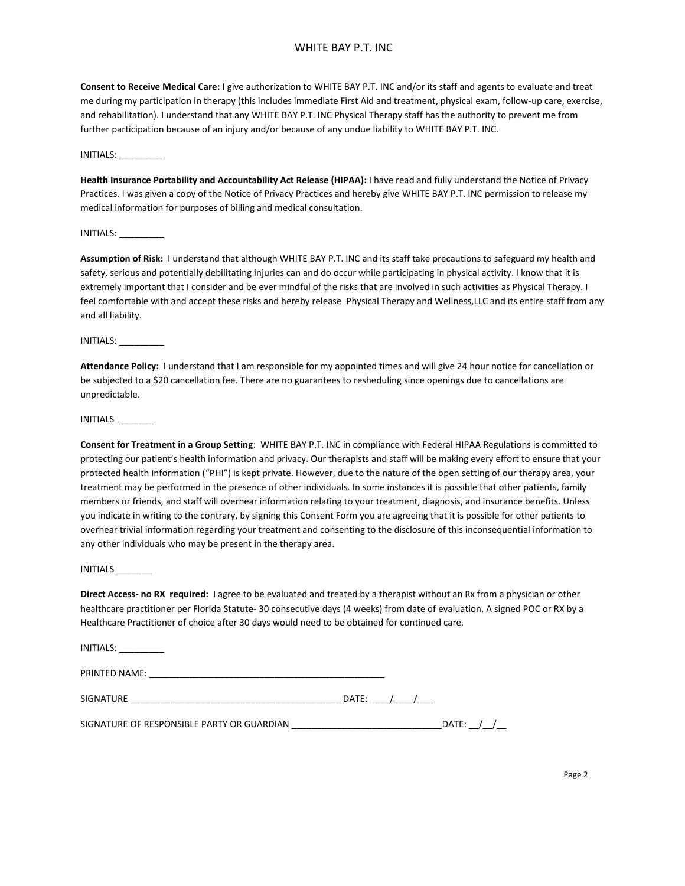**Consent to Receive Medical Care:** I give authorization to WHITE BAY P.T. INC and/or its staff and agents to evaluate and treat me during my participation in therapy (this includes immediate First Aid and treatment, physical exam, follow-up care, exercise, and rehabilitation). I understand that any WHITE BAY P.T. INC Physical Therapy staff has the authority to prevent me from further participation because of an injury and/or because of any undue liability to WHITE BAY P.T. INC.

INITIALS: _________

**Health Insurance Portability and Accountability Act Release (HIPAA):** I have read and fully understand the Notice of Privacy Practices. I was given a copy of the Notice of Privacy Practices and hereby give WHITE BAY P.T. INC permission to release my medical information for purposes of billing and medical consultation.

INITIALS: _________

**Assumption of Risk:** I understand that although WHITE BAY P.T. INC and its staff take precautions to safeguard my health and safety, serious and potentially debilitating injuries can and do occur while participating in physical activity. I know that it is extremely important that I consider and be ever mindful of the risks that are involved in such activities as Physical Therapy. I feel comfortable with and accept these risks and hereby release Physical Therapy and Wellness,LLC and its entire staff from any and all liability.

INITIALS: _________

**Attendance Policy:** I understand that I am responsible for my appointed times and will give 24 hour notice for cancellation or be subjected to a $20 cancellation fee. There are no guarantees to resheduling since openings due to cancellations are unpredictable.

INITIALS _______

**Consent for Treatment in a Group Setting**: WHITE BAY P.T. INC in compliance with Federal HIPAA Regulations is committed to protecting our patient's health information and privacy. Our therapists and staff will be making every effort to ensure that your protected health information ("PHI") is kept private. However, due to the nature of the open setting of our therapy area, your treatment may be performed in the presence of other individuals. In some instances it is possible that other patients, family members or friends, and staff will overhear information relating to your treatment, diagnosis, and insurance benefits. Unless you indicate in writing to the contrary, by signing this Consent Form you are agreeing that it is possible for other patients to overhear trivial information regarding your treatment and consenting to the disclosure of this inconsequential information to any other individuals who may be present in the therapy area.

INITIALS _______

**Direct Access- no RX required:** I agree to be evaluated and treated by a therapist without an Rx from a physician or other healthcare practitioner per Florida Statute- 30 consecutive days (4 weeks) from date of evaluation. A signed POC or RX by a Healthcare Practitioner of choice after 30 days would need to be obtained for continued care.

INITIALS: _________

PRINTED NAME: _______________________________________________

SIGNATURE __________________________________________ DATE: ____/____/___

SIGNATURE OF RESPONSIBLE PARTY OR GUARDIAN ______________________________DATE: __/__/__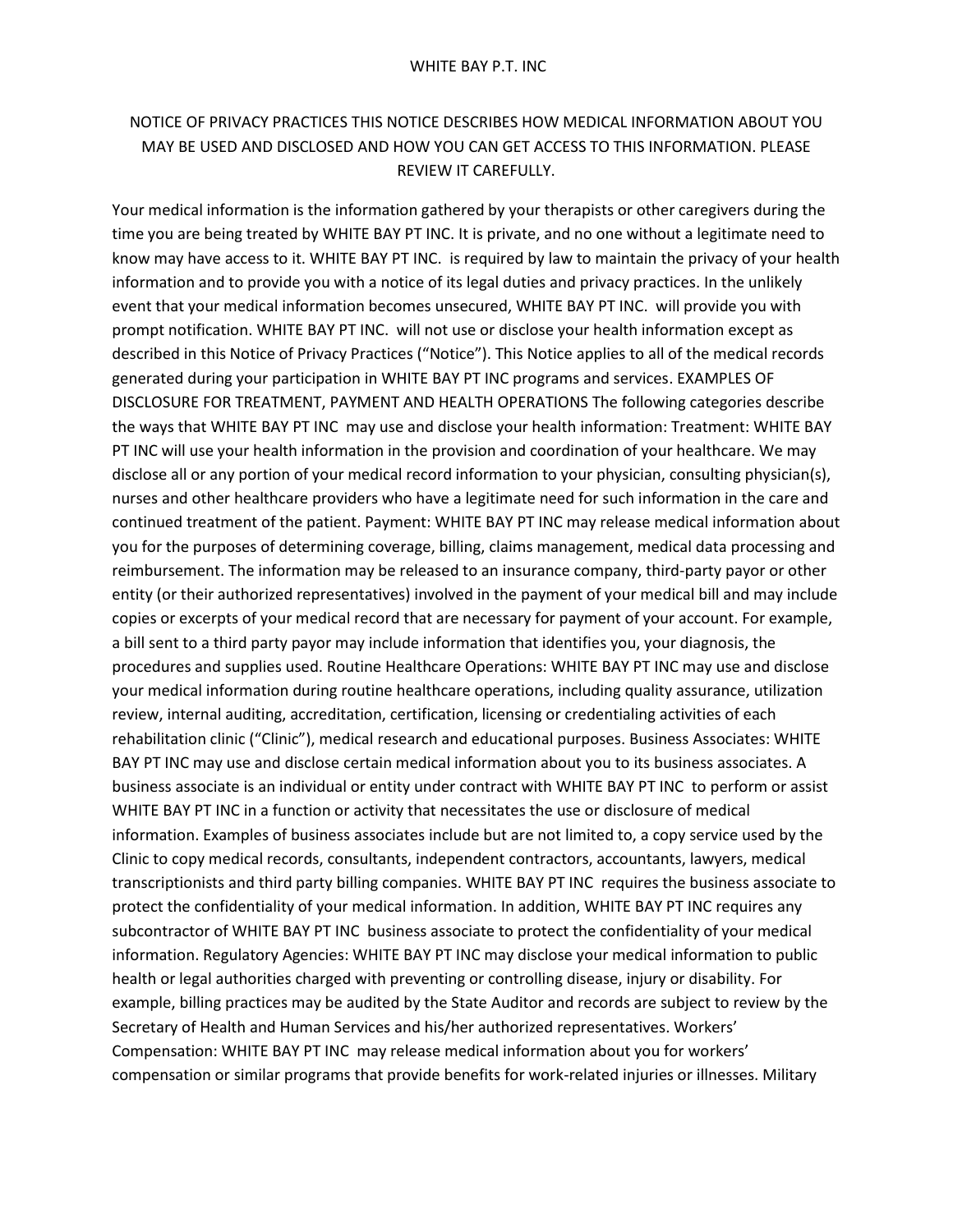WHITE BAY P.T. INC

NOTICE OF PRIVACY PRACTICES THIS NOTICE DESCRIBES HOW MEDICAL INFORMATION ABOUT YOU MAY BE USED AND DISCLOSED AND HOW YOU CAN GET ACCESS TO THIS INFORMATION. PLEASE REVIEW IT CAREFULLY.

Your medical information is the information gathered by your therapists or other caregivers during the time you are being treated by WHITE BAY PT INC. It is private, and no one without a legitimate need to know may have access to it. WHITE BAY PT INC. is required by law to maintain the privacy of your health information and to provide you with a notice of its legal duties and privacy practices. In the unlikely event that your medical information becomes unsecured, WHITE BAY PT INC. will provide you with prompt notification. WHITE BAY PT INC. will not use or disclose your health information except as described in this Notice of Privacy Practices ("Notice"). This Notice applies to all of the medical records generated during your participation in WHITE BAY PT INC programs and services. EXAMPLES OF DISCLOSURE FOR TREATMENT, PAYMENT AND HEALTH OPERATIONS The following categories describe the ways that WHITE BAY PT INC may use and disclose your health information: Treatment: WHITE BAY PT INC will use your health information in the provision and coordination of your healthcare. We may disclose all or any portion of your medical record information to your physician, consulting physician(s), nurses and other healthcare providers who have a legitimate need for such information in the care and continued treatment of the patient. Payment: WHITE BAY PT INC may release medical information about you for the purposes of determining coverage, billing, claims management, medical data processing and reimbursement. The information may be released to an insurance company, third-party payor or other entity (or their authorized representatives) involved in the payment of your medical bill and may include copies or excerpts of your medical record that are necessary for payment of your account. For example, a bill sent to a third party payor may include information that identifies you, your diagnosis, the procedures and supplies used. Routine Healthcare Operations: WHITE BAY PT INC may use and disclose your medical information during routine healthcare operations, including quality assurance, utilization review, internal auditing, accreditation, certification, licensing or credentialing activities of each rehabilitation clinic ("Clinic"), medical research and educational purposes. Business Associates: WHITE BAY PT INC may use and disclose certain medical information about you to its business associates. A business associate is an individual or entity under contract with WHITE BAY PT INC to perform or assist WHITE BAY PT INC in a function or activity that necessitates the use or disclosure of medical information. Examples of business associates include but are not limited to, a copy service used by the Clinic to copy medical records, consultants, independent contractors, accountants, lawyers, medical transcriptionists and third party billing companies. WHITE BAY PT INC requires the business associate to protect the confidentiality of your medical information. In addition, WHITE BAY PT INC requires any subcontractor of WHITE BAY PT INC business associate to protect the confidentiality of your medical information. Regulatory Agencies: WHITE BAY PT INC may disclose your medical information to public health or legal authorities charged with preventing or controlling disease, injury or disability. For example, billing practices may be audited by the State Auditor and records are subject to review by the Secretary of Health and Human Services and his/her authorized representatives. Workers' Compensation: WHITE BAY PT INC may release medical information about you for workers' compensation or similar programs that provide benefits for work-related injuries or illnesses. Military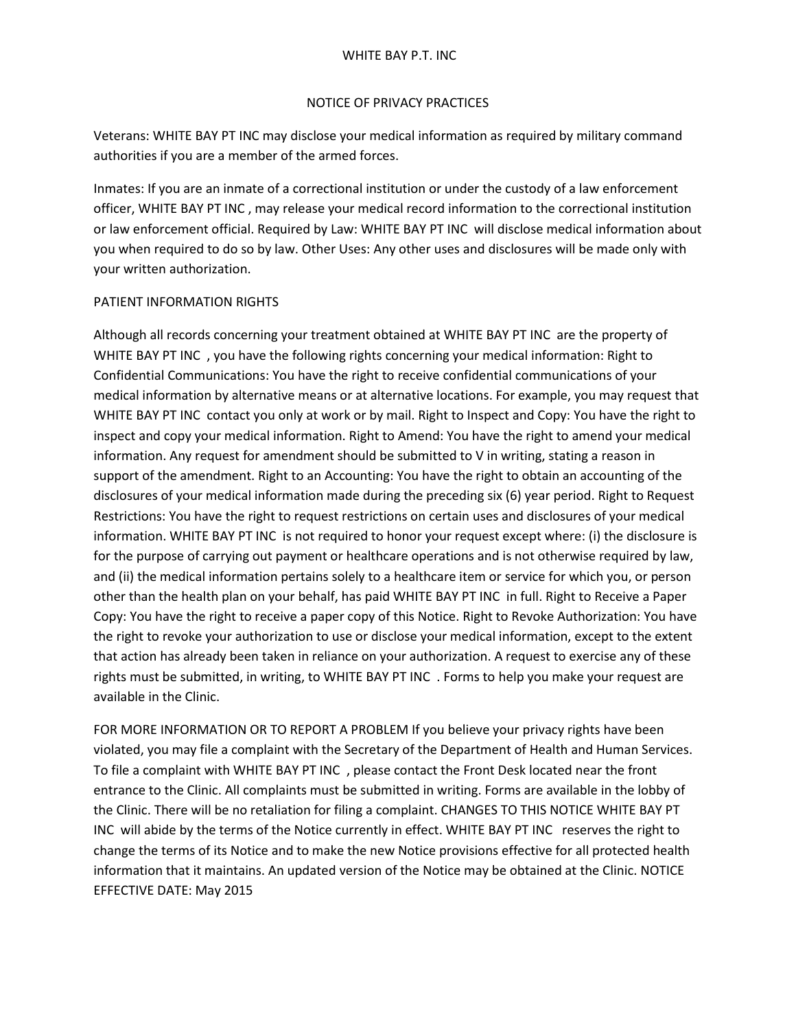WHITE BAY P.T. INC

NOTICE OF PRIVACY PRACTICES

Veterans: WHITE BAY PT INC may disclose your medical information as required by military command authorities if you are a member of the armed forces.

Inmates: If you are an inmate of a correctional institution or under the custody of a law enforcement officer, WHITE BAY PT INC , may release your medical record information to the correctional institution or law enforcement official. Required by Law: WHITE BAY PT INC will disclose medical information about you when required to do so by law. Other Uses: Any other uses and disclosures will be made only with your written authorization.

PATIENT INFORMATION RIGHTS

Although all records concerning your treatment obtained at WHITE BAY PT INC are the property of WHITE BAY PT INC , you have the following rights concerning your medical information: Right to Confidential Communications: You have the right to receive confidential communications of your medical information by alternative means or at alternative locations. For example, you may request that WHITE BAY PT INC contact you only at work or by mail. Right to Inspect and Copy: You have the right to inspect and copy your medical information. Right to Amend: You have the right to amend your medical information. Any request for amendment should be submitted to V in writing, stating a reason in support of the amendment. Right to an Accounting: You have the right to obtain an accounting of the disclosures of your medical information made during the preceding six (6) year period. Right to Request Restrictions: You have the right to request restrictions on certain uses and disclosures of your medical information. WHITE BAY PT INC is not required to honor your request except where: (i) the disclosure is for the purpose of carrying out payment or healthcare operations and is not otherwise required by law, and (ii) the medical information pertains solely to a healthcare item or service for which you, or person other than the health plan on your behalf, has paid WHITE BAY PT INC in full. Right to Receive a Paper Copy: You have the right to receive a paper copy of this Notice. Right to Revoke Authorization: You have the right to revoke your authorization to use or disclose your medical information, except to the extent that action has already been taken in reliance on your authorization. A request to exercise any of these rights must be submitted, in writing, to WHITE BAY PT INC . Forms to help you make your request are available in the Clinic.

FOR MORE INFORMATION OR TO REPORT A PROBLEM If you believe your privacy rights have been violated, you may file a complaint with the Secretary of the Department of Health and Human Services. To file a complaint with WHITE BAY PT INC , please contact the Front Desk located near the front entrance to the Clinic. All complaints must be submitted in writing. Forms are available in the lobby of the Clinic. There will be no retaliation for filing a complaint. CHANGES TO THIS NOTICE WHITE BAY PT INC will abide by the terms of the Notice currently in effect. WHITE BAY PT INC reserves the right to change the terms of its Notice and to make the new Notice provisions effective for all protected health information that it maintains. An updated version of the Notice may be obtained at the Clinic. NOTICE EFFECTIVE DATE: May 2015